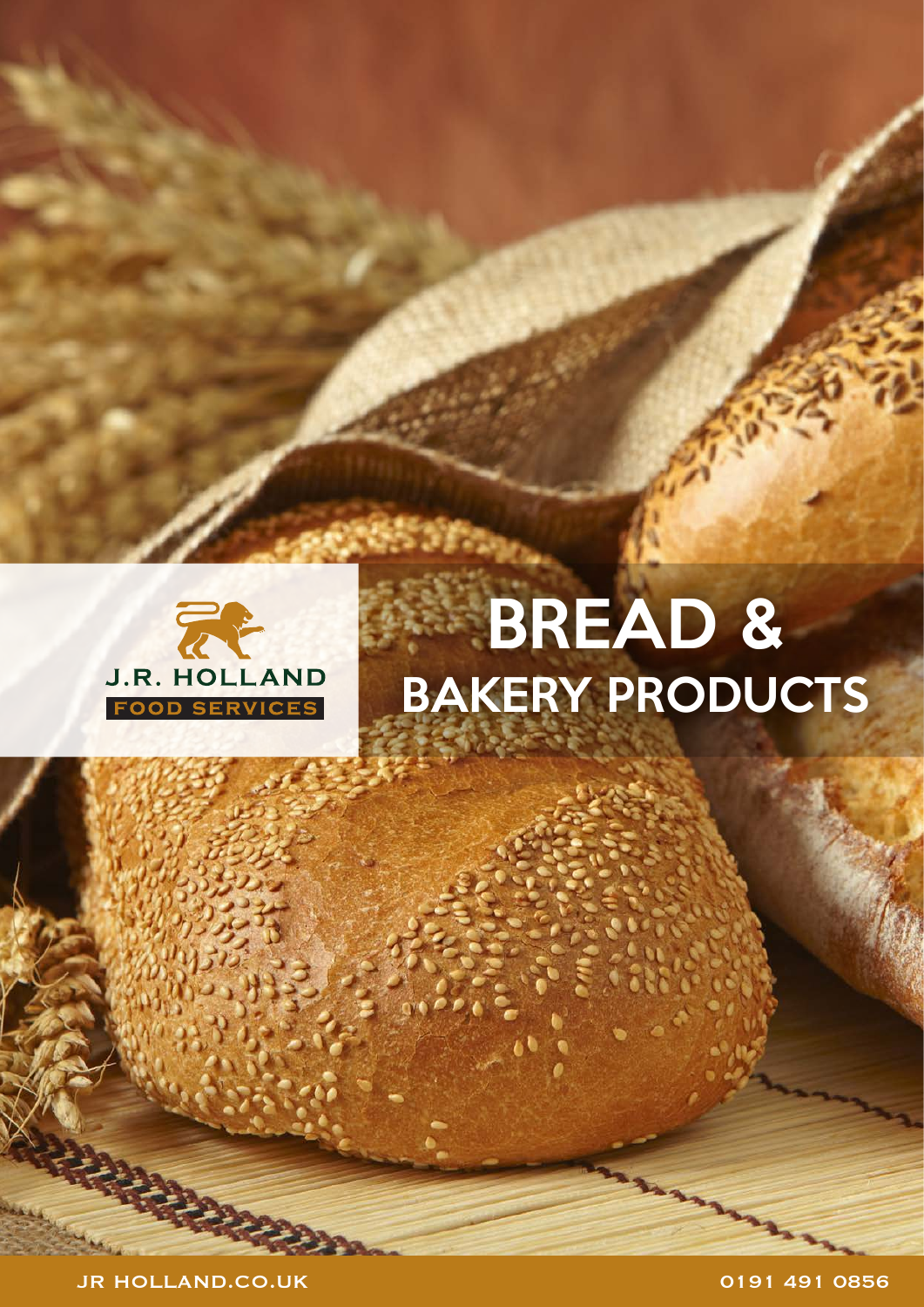J.R. HOLLAND

FOOD SERVICES

# BREAD & BAKERY PRODUCTS

JR HOLLAND.CO.UK

0191 491 0856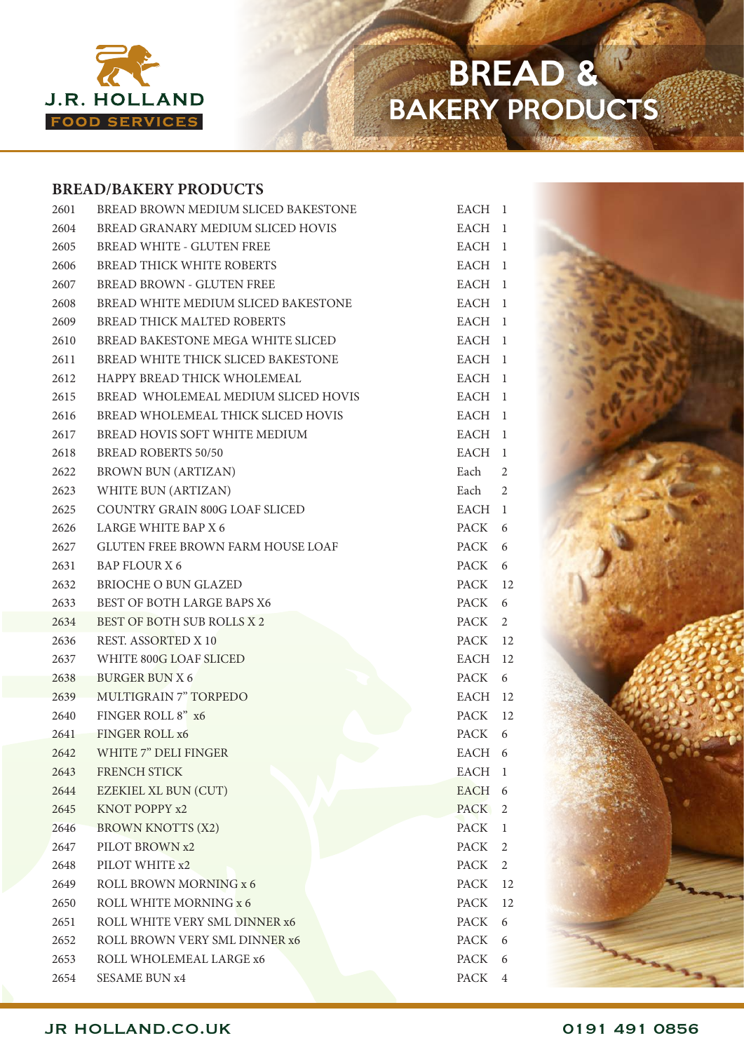# BREAD & BAKERY PRODUCTS

## BREAD/BAKERY PRODUCTS

| | | | |
|---|---|---|---|
| 2601 | BREAD BROWN MEDIUM SLICED BAKESTONE | EACH | 1 |
| 2604 | BREAD GRANARY MEDIUM SLICED HOVIS | EACH | 1 |
| 2605 | BREAD WHITE - GLUTEN FREE | EACH | 1 |
| 2606 | BREAD THICK WHITE ROBERTS | EACH | 1 |
| 2607 | BREAD BROWN - GLUTEN FREE | EACH | 1 |
| 2608 | BREAD WHITE MEDIUM SLICED BAKESTONE | EACH | 1 |
| 2609 | BREAD THICK MALTED ROBERTS | EACH | 1 |
| 2610 | BREAD BAKESTONE MEGA WHITE SLICED | EACH | 1 |
| 2611 | BREAD WHITE THICK SLICED BAKESTONE | EACH | 1 |
| 2612 | HAPPY BREAD THICK WHOLEMEAL | EACH | 1 |
| 2615 | BREAD WHOLEMEAL MEDIUM SLICED HOVIS | EACH | 1 |
| 2616 | BREAD WHOLEMEAL THICK SLICED HOVIS | EACH | 1 |
| 2617 | BREAD HOVIS SOFT WHITE MEDIUM | EACH | 1 |
| 2618 | BREAD ROBERTS 50/50 | EACH | 1 |
| 2622 | BROWN BUN (ARTIZAN) | Each | 2 |
| 2623 | WHITE BUN (ARTIZAN) | Each | 2 |
| 2625 | COUNTRY GRAIN 800G LOAF SLICED | EACH | 1 |
| 2626 | LARGE WHITE BAP X 6 | PACK | 6 |
| 2627 | GLUTEN FREE BROWN FARM HOUSE LOAF | PACK | 6 |
| 2631 | BAP FLOUR X 6 | PACK | 6 |
| 2632 | BRIOCHE O BUN GLAZED | PACK | 12 |
| 2633 | BEST OF BOTH LARGE BAPS X6 | PACK | 6 |
| 2634 | BEST OF BOTH SUB ROLLS X 2 | PACK | 2 |
| 2636 | REST. ASSORTED X 10 | PACK | 12 |
| 2637 | WHITE 800G LOAF SLICED | EACH | 12 |
| 2638 | BURGER BUN X 6 | PACK | 6 |
| 2639 | MULTIGRAIN 7" TORPEDO | EACH | 12 |
| 2640 | FINGER ROLL 8" x6 | PACK | 12 |
| 2641 | FINGER ROLL x6 | PACK | 6 |
| 2642 | WHITE 7" DELI FINGER | EACH | 6 |
| 2643 | FRENCH STICK | EACH | 1 |
| 2644 | EZEKIEL XL BUN (CUT) | EACH | 6 |
| 2645 | KNOT POPPY x2 | PACK | 2 |
| 2646 | BROWN KNOTTS (X2) | PACK | 1 |
| 2647 | PILOT BROWN x2 | PACK | 2 |
| 2648 | PILOT WHITE x2 | PACK | 2 |
| 2649 | ROLL BROWN MORNING x 6 | PACK | 12 |
| 2650 | ROLL WHITE MORNING x 6 | PACK | 12 |
| 2651 | ROLL WHITE VERY SML DINNER x6 | PACK | 6 |
| 2652 | ROLL BROWN VERY SML DINNER x6 | PACK | 6 |
| 2653 | ROLL WHOLEMEAL LARGE x6 | PACK | 6 |
| 2654 | SESAME BUN x4 | PACK | 4 |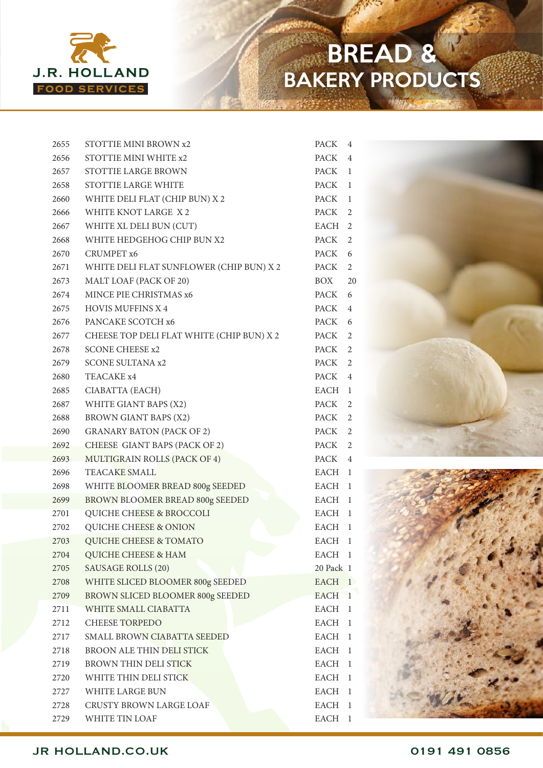J.R. HOLLAND
FOOD SERVICES

# BREAD & BAKERY PRODUCTS

| | | | |
|---|---|---|---|
| 2655 | STOTTIE MINI BROWN x2 | PACK | 4 |
| 2656 | STOTTIE MINI WHITE x2 | PACK | 4 |
| 2657 | STOTTIE LARGE BROWN | PACK | 1 |
| 2658 | STOTTIE LARGE WHITE | PACK | 1 |
| 2660 | WHITE DELI FLAT (CHIP BUN) X 2 | PACK | 1 |
| 2666 | WHITE KNOT LARGE X 2 | PACK | 2 |
| 2667 | WHITE XL DELI BUN (CUT) | EACH | 2 |
| 2668 | WHITE HEDGEHOG CHIP BUN X2 | PACK | 2 |
| 2670 | CRUMPET x6 | PACK | 6 |
| 2671 | WHITE DELI FLAT SUNFLOWER (CHIP BUN) X 2 | PACK | 2 |
| 2673 | MALT LOAF (PACK OF 20) | BOX | 20 |
| 2674 | MINCE PIE CHRISTMAS x6 | PACK | 6 |
| 2675 | HOVIS MUFFINS X 4 | PACK | 4 |
| 2676 | PANCAKE SCOTCH x6 | PACK | 6 |
| 2677 | CHEESE TOP DELI FLAT WHITE (CHIP BUN) X 2 | PACK | 2 |
| 2678 | SCONE CHEESE x2 | PACK | 2 |
| 2679 | SCONE SULTANA x2 | PACK | 2 |
| 2680 | TEACAKE x4 | PACK | 4 |
| 2685 | CIABATTA (EACH) | EACH | 1 |
| 2687 | WHITE GIANT BAPS (X2) | PACK | 2 |
| 2688 | BROWN GIANT BAPS (X2) | PACK | 2 |
| 2690 | GRANARY BATON (PACK OF 2) | PACK | 2 |
| 2692 | CHEESE GIANT BAPS (PACK OF 2) | PACK | 2 |
| 2693 | MULTIGRAIN ROLLS (PACK OF 4) | PACK | 4 |
| 2696 | TEACAKE SMALL | EACH | 1 |
| 2698 | WHITE BLOOMER BREAD 800g SEEDED | EACH | 1 |
| 2699 | BROWN BLOOMER BREAD 800g SEEDED | EACH | 1 |
| 2701 | QUICHE CHEESE & BROCCOLI | EACH | 1 |
| 2702 | QUICHE CHEESE & ONION | EACH | 1 |
| 2703 | QUICHE CHEESE & TOMATO | EACH | 1 |
| 2704 | QUICHE CHEESE & HAM | EACH | 1 |
| 2705 | SAUSAGE ROLLS (20) | 20 Pack | 1 |
| 2708 | WHITE SLICED BLOOMER 800g SEEDED | EACH | 1 |
| 2709 | BROWN SLICED BLOOMER 800g SEEDED | EACH | 1 |
| 2711 | WHITE SMALL CIABATTA | EACH | 1 |
| 2712 | CHEESE TORPEDO | EACH | 1 |
| 2717 | SMALL BROWN CIABATTA SEEDED | EACH | 1 |
| 2718 | BROON ALE THIN DELI STICK | EACH | 1 |
| 2719 | BROWN THIN DELI STICK | EACH | 1 |
| 2720 | WHITE THIN DELI STICK | EACH | 1 |
| 2727 | WHITE LARGE BUN | EACH | 1 |
| 2728 | CRUSTY BROWN LARGE LOAF | EACH | 1 |
| 2729 | WHITE TIN LOAF | EACH | 1 |

JR HOLLAND.CO.UK | 0191 491 0856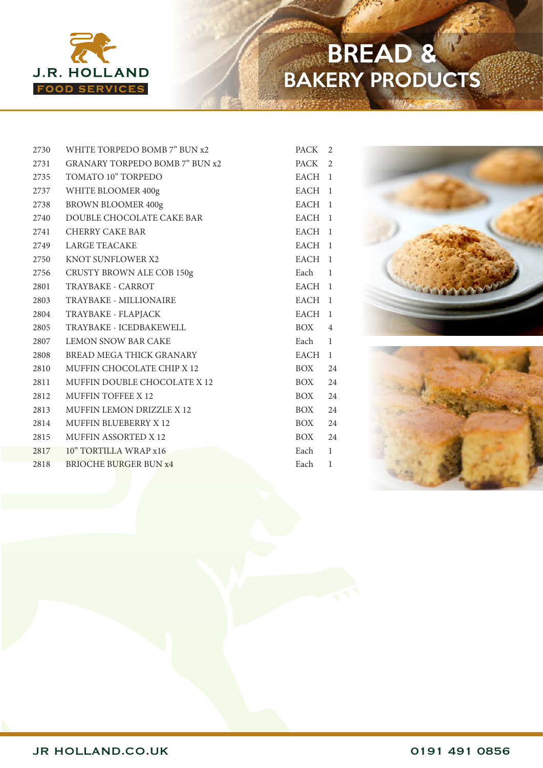J.R. HOLLAND
FOOD SERVICES

# BREAD & BAKERY PRODUCTS

| | | | |
|---|---|---|---|
| 2730 | WHITE TORPEDO BOMB 7" BUN x2 | PACK | 2 |
| 2731 | GRANARY TORPEDO BOMB 7" BUN x2 | PACK | 2 |
| 2735 | TOMATO 10" TORPEDO | EACH | 1 |
| 2737 | WHITE BLOOMER 400g | EACH | 1 |
| 2738 | BROWN BLOOMER 400g | EACH | 1 |
| 2740 | DOUBLE CHOCOLATE CAKE BAR | EACH | 1 |
| 2741 | CHERRY CAKE BAR | EACH | 1 |
| 2749 | LARGE TEACAKE | EACH | 1 |
| 2750 | KNOT SUNFLOWER X2 | EACH | 1 |
| 2756 | CRUSTY BROWN ALE COB 150g | Each | 1 |
| 2801 | TRAYBAKE - CARROT | EACH | 1 |
| 2803 | TRAYBAKE - MILLIONAIRE | EACH | 1 |
| 2804 | TRAYBAKE - FLAPJACK | EACH | 1 |
| 2805 | TRAYBAKE - ICEDBAKEWELL | BOX | 4 |
| 2807 | LEMON SNOW BAR CAKE | Each | 1 |
| 2808 | BREAD MEGA THICK GRANARY | EACH | 1 |
| 2810 | MUFFIN CHOCOLATE CHIP X 12 | BOX | 24 |
| 2811 | MUFFIN DOUBLE CHOCOLATE X 12 | BOX | 24 |
| 2812 | MUFFIN TOFFEE X 12 | BOX | 24 |
| 2813 | MUFFIN LEMON DRIZZLE X 12 | BOX | 24 |
| 2814 | MUFFIN BLUEBERRY X 12 | BOX | 24 |
| 2815 | MUFFIN ASSORTED X 12 | BOX | 24 |
| 2817 | 10" TORTILLA WRAP x16 | Each | 1 |
| 2818 | BRIOCHE BURGER BUN x4 | Each | 1 |

JR HOLLAND.CO.UK    0191 491 0856